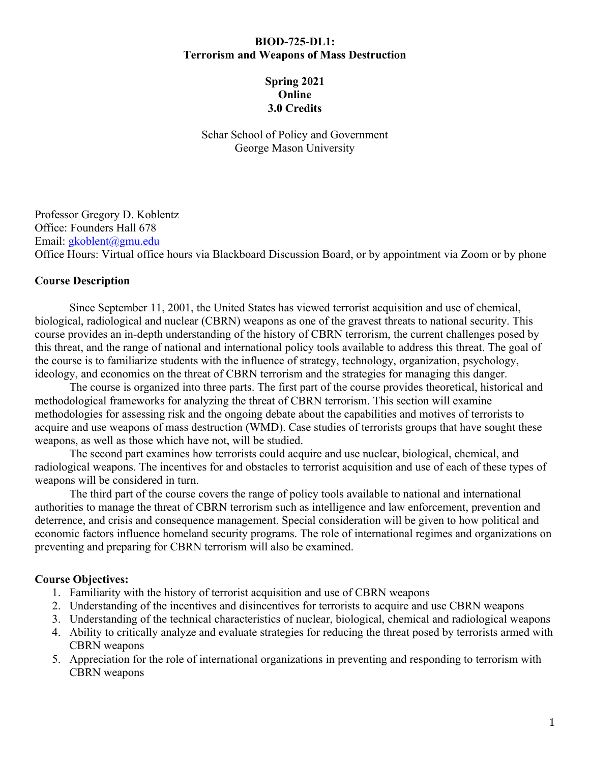# BIOD-725-DL1: Terrorism and Weapons of Mass Destruction

**Spring 2021**
**Online**
**3.0 Credits**

Schar School of Policy and Government
George Mason University

Professor Gregory D. Koblentz
Office: Founders Hall 678
Email: gkoblent@gmu.edu
Office Hours: Virtual office hours via Blackboard Discussion Board, or by appointment via Zoom or by phone

## Course Description

Since September 11, 2001, the United States has viewed terrorist acquisition and use of chemical, biological, radiological and nuclear (CBRN) weapons as one of the gravest threats to national security. This course provides an in-depth understanding of the history of CBRN terrorism, the current challenges posed by this threat, and the range of national and international policy tools available to address this threat. The goal of the course is to familiarize students with the influence of strategy, technology, organization, psychology, ideology, and economics on the threat of CBRN terrorism and the strategies for managing this danger.

The course is organized into three parts. The first part of the course provides theoretical, historical and methodological frameworks for analyzing the threat of CBRN terrorism. This section will examine methodologies for assessing risk and the ongoing debate about the capabilities and motives of terrorists to acquire and use weapons of mass destruction (WMD). Case studies of terrorists groups that have sought these weapons, as well as those which have not, will be studied.

The second part examines how terrorists could acquire and use nuclear, biological, chemical, and radiological weapons. The incentives for and obstacles to terrorist acquisition and use of each of these types of weapons will be considered in turn.

The third part of the course covers the range of policy tools available to national and international authorities to manage the threat of CBRN terrorism such as intelligence and law enforcement, prevention and deterrence, and crisis and consequence management. Special consideration will be given to how political and economic factors influence homeland security programs. The role of international regimes and organizations on preventing and preparing for CBRN terrorism will also be examined.

## Course Objectives:

1. Familiarity with the history of terrorist acquisition and use of CBRN weapons
2. Understanding of the incentives and disincentives for terrorists to acquire and use CBRN weapons
3. Understanding of the technical characteristics of nuclear, biological, chemical and radiological weapons
4. Ability to critically analyze and evaluate strategies for reducing the threat posed by terrorists armed with CBRN weapons
5. Appreciation for the role of international organizations in preventing and responding to terrorism with CBRN weapons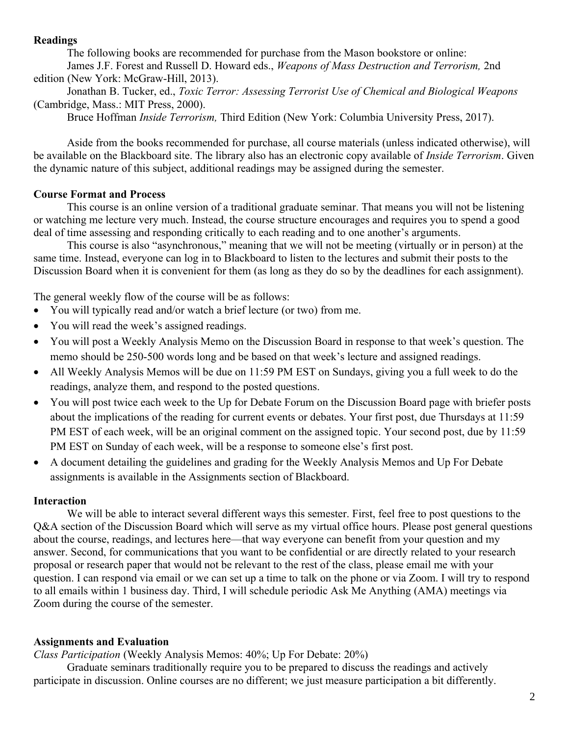**Readings**

The following books are recommended for purchase from the Mason bookstore or online:

James J.F. Forest and Russell D. Howard eds., *Weapons of Mass Destruction and Terrorism,* 2nd edition (New York: McGraw-Hill, 2013).

Jonathan B. Tucker, ed., *Toxic Terror: Assessing Terrorist Use of Chemical and Biological Weapons* (Cambridge, Mass.: MIT Press, 2000).

Bruce Hoffman *Inside Terrorism,* Third Edition (New York: Columbia University Press, 2017).

Aside from the books recommended for purchase, all course materials (unless indicated otherwise), will be available on the Blackboard site. The library also has an electronic copy available of *Inside Terrorism*. Given the dynamic nature of this subject, additional readings may be assigned during the semester.

**Course Format and Process**

This course is an online version of a traditional graduate seminar. That means you will not be listening or watching me lecture very much. Instead, the course structure encourages and requires you to spend a good deal of time assessing and responding critically to each reading and to one another's arguments.

This course is also "asynchronous," meaning that we will not be meeting (virtually or in person) at the same time. Instead, everyone can log in to Blackboard to listen to the lectures and submit their posts to the Discussion Board when it is convenient for them (as long as they do so by the deadlines for each assignment).

The general weekly flow of the course will be as follows:

- You will typically read and/or watch a brief lecture (or two) from me.
- You will read the week's assigned readings.
- You will post a Weekly Analysis Memo on the Discussion Board in response to that week's question. The memo should be 250-500 words long and be based on that week's lecture and assigned readings.
- All Weekly Analysis Memos will be due on 11:59 PM EST on Sundays, giving you a full week to do the readings, analyze them, and respond to the posted questions.
- You will post twice each week to the Up for Debate Forum on the Discussion Board page with briefer posts about the implications of the reading for current events or debates. Your first post, due Thursdays at 11:59 PM EST of each week, will be an original comment on the assigned topic. Your second post, due by 11:59 PM EST on Sunday of each week, will be a response to someone else's first post.
- A document detailing the guidelines and grading for the Weekly Analysis Memos and Up For Debate assignments is available in the Assignments section of Blackboard.

**Interaction**

We will be able to interact several different ways this semester. First, feel free to post questions to the Q&A section of the Discussion Board which will serve as my virtual office hours. Please post general questions about the course, readings, and lectures here—that way everyone can benefit from your question and my answer. Second, for communications that you want to be confidential or are directly related to your research proposal or research paper that would not be relevant to the rest of the class, please email me with your question. I can respond via email or we can set up a time to talk on the phone or via Zoom. I will try to respond to all emails within 1 business day. Third, I will schedule periodic Ask Me Anything (AMA) meetings via Zoom during the course of the semester.

**Assignments and Evaluation**

*Class Participation* (Weekly Analysis Memos: 40%; Up For Debate: 20%)

Graduate seminars traditionally require you to be prepared to discuss the readings and actively participate in discussion. Online courses are no different; we just measure participation a bit differently.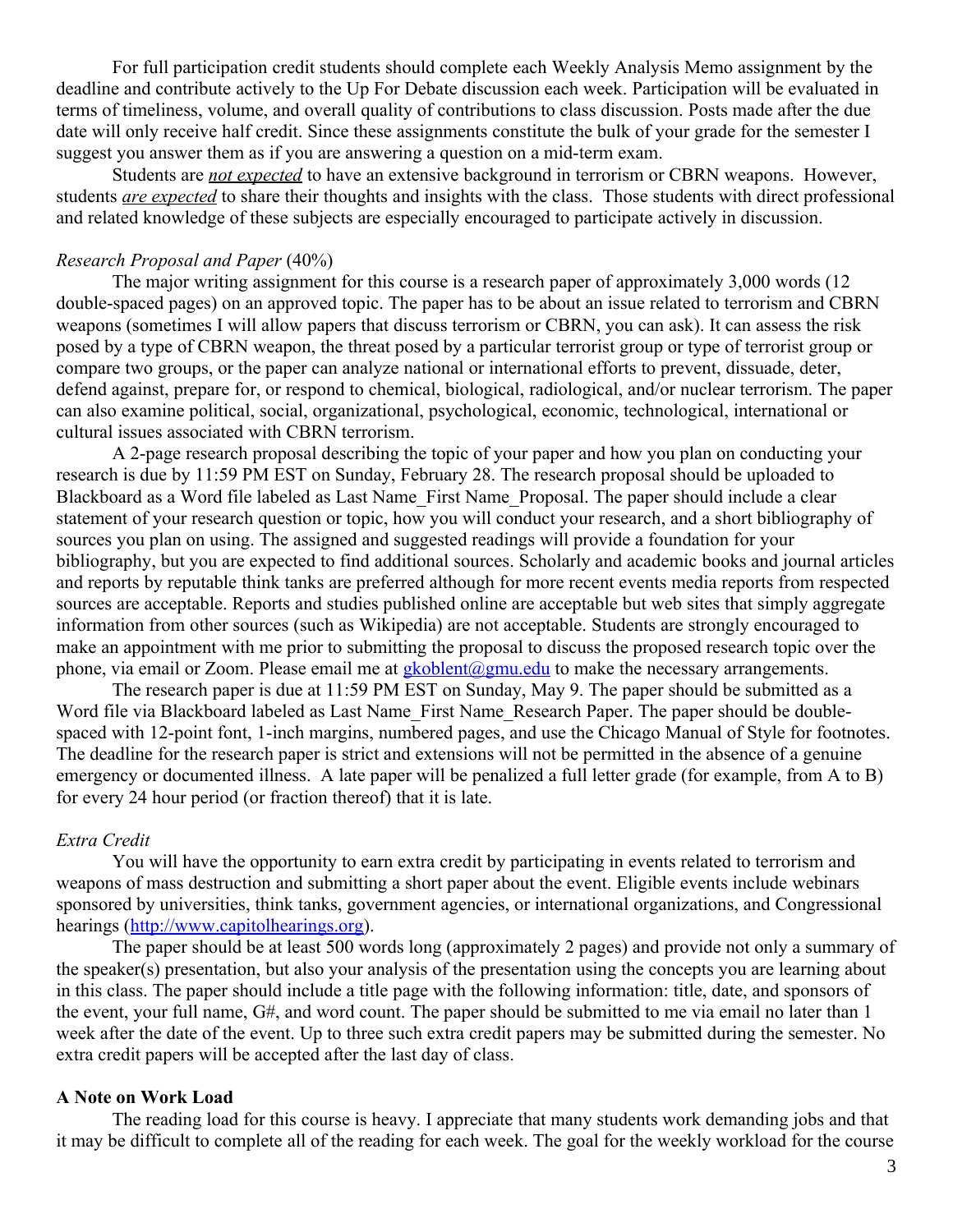For full participation credit students should complete each Weekly Analysis Memo assignment by the deadline and contribute actively to the Up For Debate discussion each week. Participation will be evaluated in terms of timeliness, volume, and overall quality of contributions to class discussion. Posts made after the due date will only receive half credit. Since these assignments constitute the bulk of your grade for the semester I suggest you answer them as if you are answering a question on a mid-term exam.

Students are ***not expected*** to have an extensive background in terrorism or CBRN weapons. However, students ***are expected*** to share their thoughts and insights with the class. Those students with direct professional and related knowledge of these subjects are especially encouraged to participate actively in discussion.

*Research Proposal and Paper* (40%)

The major writing assignment for this course is a research paper of approximately 3,000 words (12 double-spaced pages) on an approved topic. The paper has to be about an issue related to terrorism and CBRN weapons (sometimes I will allow papers that discuss terrorism or CBRN, you can ask). It can assess the risk posed by a type of CBRN weapon, the threat posed by a particular terrorist group or type of terrorist group or compare two groups, or the paper can analyze national or international efforts to prevent, dissuade, deter, defend against, prepare for, or respond to chemical, biological, radiological, and/or nuclear terrorism. The paper can also examine political, social, organizational, psychological, economic, technological, international or cultural issues associated with CBRN terrorism.

A 2-page research proposal describing the topic of your paper and how you plan on conducting your research is due by 11:59 PM EST on Sunday, February 28. The research proposal should be uploaded to Blackboard as a Word file labeled as Last Name_First Name_Proposal. The paper should include a clear statement of your research question or topic, how you will conduct your research, and a short bibliography of sources you plan on using. The assigned and suggested readings will provide a foundation for your bibliography, but you are expected to find additional sources. Scholarly and academic books and journal articles and reports by reputable think tanks are preferred although for more recent events media reports from respected sources are acceptable. Reports and studies published online are acceptable but web sites that simply aggregate information from other sources (such as Wikipedia) are not acceptable. Students are strongly encouraged to make an appointment with me prior to submitting the proposal to discuss the proposed research topic over the phone, via email or Zoom. Please email me at gkoblent@gmu.edu to make the necessary arrangements.

The research paper is due at 11:59 PM EST on Sunday, May 9. The paper should be submitted as a Word file via Blackboard labeled as Last Name_First Name_Research Paper. The paper should be double-spaced with 12-point font, 1-inch margins, numbered pages, and use the Chicago Manual of Style for footnotes. The deadline for the research paper is strict and extensions will not be permitted in the absence of a genuine emergency or documented illness. A late paper will be penalized a full letter grade (for example, from A to B) for every 24 hour period (or fraction thereof) that it is late.

*Extra Credit*

You will have the opportunity to earn extra credit by participating in events related to terrorism and weapons of mass destruction and submitting a short paper about the event. Eligible events include webinars sponsored by universities, think tanks, government agencies, or international organizations, and Congressional hearings (http://www.capitolhearings.org).

The paper should be at least 500 words long (approximately 2 pages) and provide not only a summary of the speaker(s) presentation, but also your analysis of the presentation using the concepts you are learning about in this class. The paper should include a title page with the following information: title, date, and sponsors of the event, your full name, G#, and word count. The paper should be submitted to me via email no later than 1 week after the date of the event. Up to three such extra credit papers may be submitted during the semester. No extra credit papers will be accepted after the last day of class.

**A Note on Work Load**

The reading load for this course is heavy. I appreciate that many students work demanding jobs and that it may be difficult to complete all of the reading for each week. The goal for the weekly workload for the course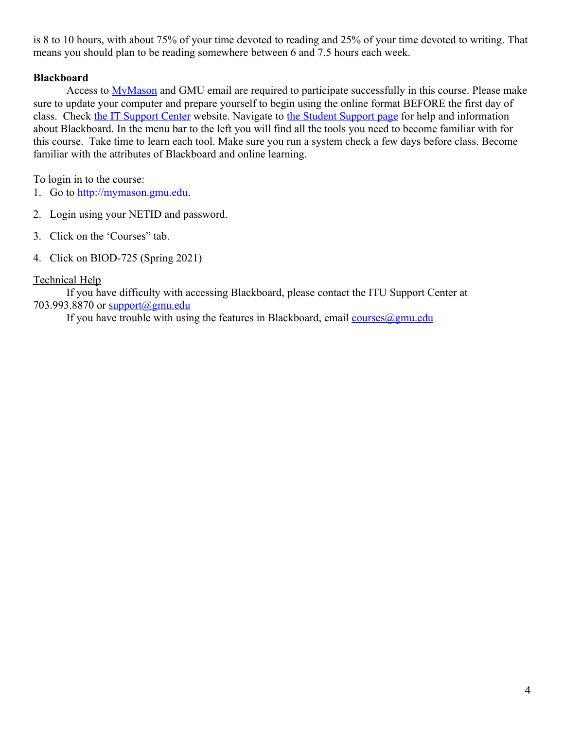is 8 to 10 hours, with about 75% of your time devoted to reading and 25% of your time devoted to writing. That means you should plan to be reading somewhere between 6 and 7.5 hours each week.

**Blackboard**

Access to [MyMason](http://mymason.gmu.edu) and GMU email are required to participate successfully in this course. Please make sure to update your computer and prepare yourself to begin using the online format BEFORE the first day of class. Check the IT Support Center website. Navigate to the Student Support page for help and information about Blackboard. In the menu bar to the left you will find all the tools you need to become familiar with for this course. Take time to learn each tool. Make sure you run a system check a few days before class. Become familiar with the attributes of Blackboard and online learning.

To login in to the course:

1. Go to http://mymason.gmu.edu.
2. Login using your NETID and password.
3. Click on the 'Courses" tab.
4. Click on BIOD-725 (Spring 2021)

Technical Help

If you have difficulty with accessing Blackboard, please contact the ITU Support Center at 703.993.8870 or support@gmu.edu

If you have trouble with using the features in Blackboard, email courses@gmu.edu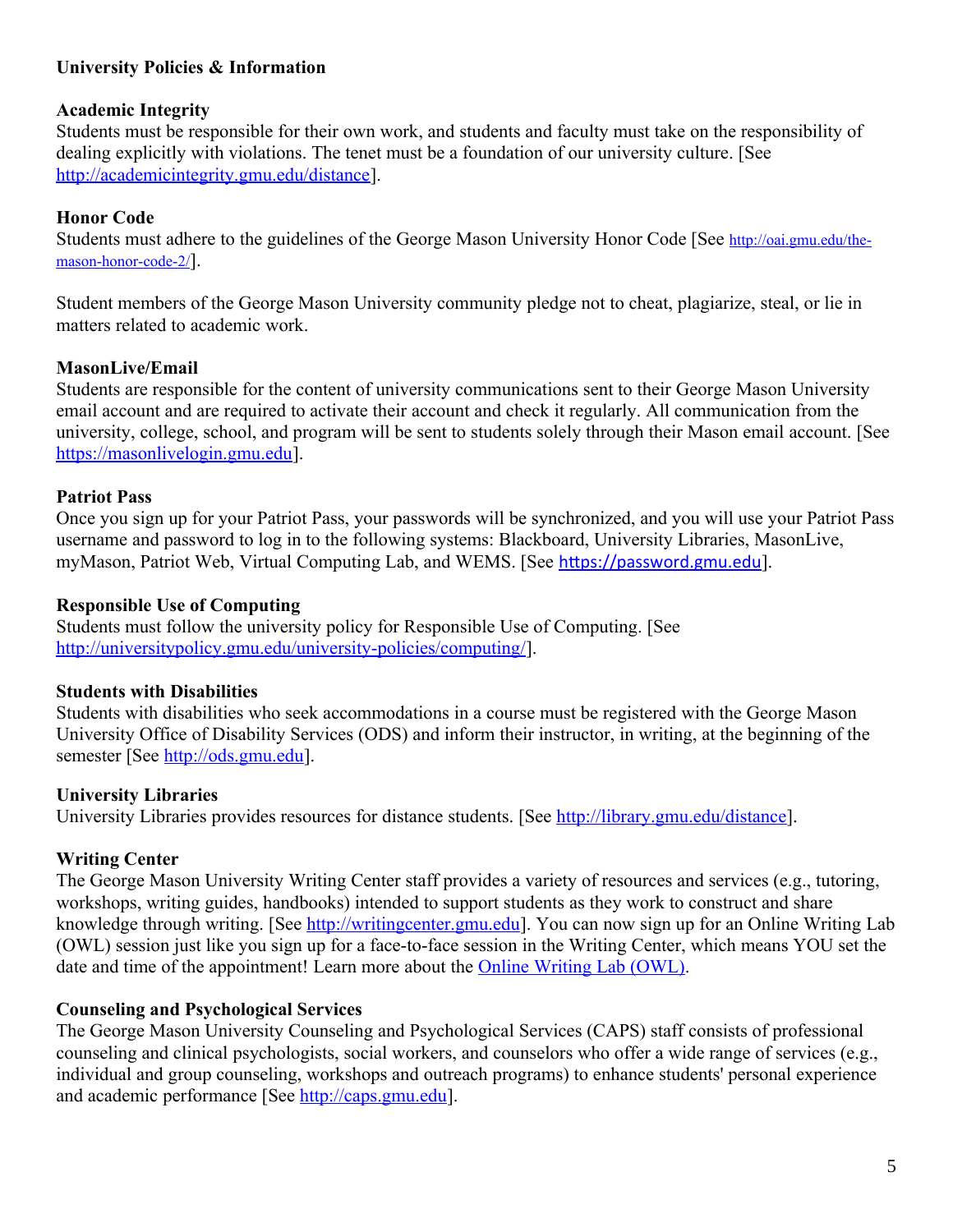## University Policies & Information

### Academic Integrity

Students must be responsible for their own work, and students and faculty must take on the responsibility of dealing explicitly with violations. The tenet must be a foundation of our university culture. [See http://academicintegrity.gmu.edu/distance].

### Honor Code

Students must adhere to the guidelines of the George Mason University Honor Code [See http://oai.gmu.edu/the-mason-honor-code-2/].

Student members of the George Mason University community pledge not to cheat, plagiarize, steal, or lie in matters related to academic work.

### MasonLive/Email

Students are responsible for the content of university communications sent to their George Mason University email account and are required to activate their account and check it regularly. All communication from the university, college, school, and program will be sent to students solely through their Mason email account. [See https://masonlivelogin.gmu.edu].

### Patriot Pass

Once you sign up for your Patriot Pass, your passwords will be synchronized, and you will use your Patriot Pass username and password to log in to the following systems: Blackboard, University Libraries, MasonLive, myMason, Patriot Web, Virtual Computing Lab, and WEMS. [See https://password.gmu.edu].

### Responsible Use of Computing

Students must follow the university policy for Responsible Use of Computing. [See http://universitypolicy.gmu.edu/university-policies/computing/].

### Students with Disabilities

Students with disabilities who seek accommodations in a course must be registered with the George Mason University Office of Disability Services (ODS) and inform their instructor, in writing, at the beginning of the semester [See http://ods.gmu.edu].

### University Libraries

University Libraries provides resources for distance students. [See http://library.gmu.edu/distance].

### Writing Center

The George Mason University Writing Center staff provides a variety of resources and services (e.g., tutoring, workshops, writing guides, handbooks) intended to support students as they work to construct and share knowledge through writing. [See http://writingcenter.gmu.edu]. You can now sign up for an Online Writing Lab (OWL) session just like you sign up for a face-to-face session in the Writing Center, which means YOU set the date and time of the appointment! Learn more about the Online Writing Lab (OWL).

### Counseling and Psychological Services

The George Mason University Counseling and Psychological Services (CAPS) staff consists of professional counseling and clinical psychologists, social workers, and counselors who offer a wide range of services (e.g., individual and group counseling, workshops and outreach programs) to enhance students' personal experience and academic performance [See http://caps.gmu.edu].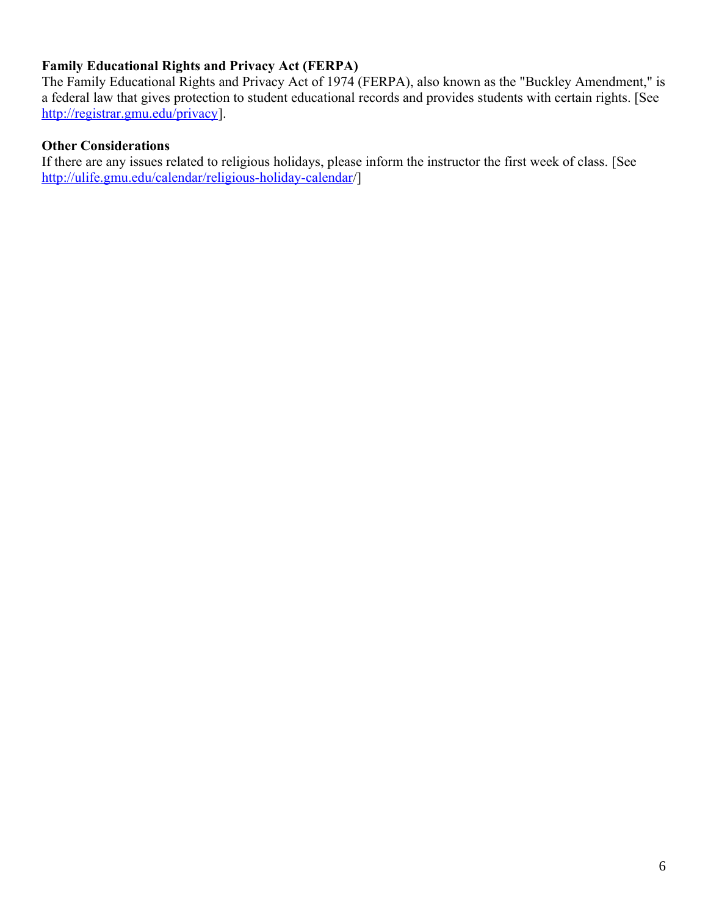**Family Educational Rights and Privacy Act (FERPA)**

The Family Educational Rights and Privacy Act of 1974 (FERPA), also known as the "Buckley Amendment," is a federal law that gives protection to student educational records and provides students with certain rights. [See http://registrar.gmu.edu/privacy].

**Other Considerations**

If there are any issues related to religious holidays, please inform the instructor the first week of class. [See http://ulife.gmu.edu/calendar/religious-holiday-calendar/]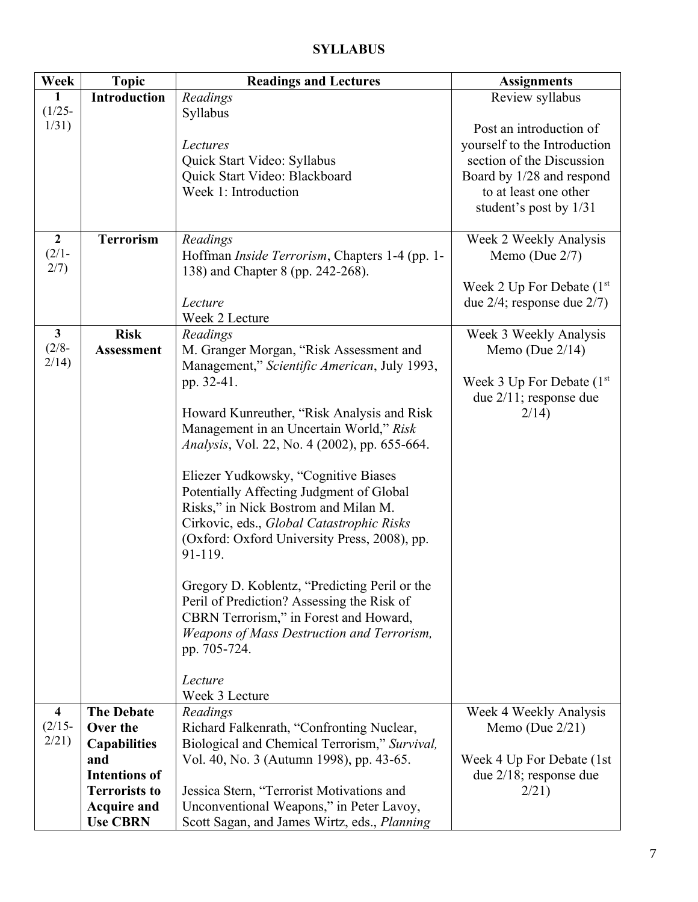**SYLLABUS**

| Week | Topic | Readings and Lectures | Assignments |
|---|---|---|---|
| **1** (1/25-1/31) | **Introduction** | *Readings*<br>Syllabus<br><br>*Lectures*<br>Quick Start Video: Syllabus<br>Quick Start Video: Blackboard<br>Week 1: Introduction | Review syllabus<br><br>Post an introduction of yourself to the Introduction section of the Discussion Board by 1/28 and respond to at least one other student's post by 1/31 |
| **2** (2/1-2/7) | **Terrorism** | *Readings*<br>Hoffman *Inside Terrorism*, Chapters 1-4 (pp. 1-138) and Chapter 8 (pp. 242-268).<br><br>*Lecture*<br>Week 2 Lecture | Week 2 Weekly Analysis Memo (Due 2/7)<br><br>Week 2 Up For Debate (1st due 2/4; response due 2/7) |
| **3** (2/8-2/14) | **Risk Assessment** | *Readings*<br>M. Granger Morgan, "Risk Assessment and Management," *Scientific American*, July 1993, pp. 32-41.<br><br>Howard Kunreuther, "Risk Analysis and Risk Management in an Uncertain World," *Risk Analysis*, Vol. 22, No. 4 (2002), pp. 655-664.<br><br>Eliezer Yudkowsky, "Cognitive Biases Potentially Affecting Judgment of Global Risks," in Nick Bostrom and Milan M. Cirkovic, eds., *Global Catastrophic Risks* (Oxford: Oxford University Press, 2008), pp. 91-119.<br><br>Gregory D. Koblentz, "Predicting Peril or the Peril of Prediction? Assessing the Risk of CBRN Terrorism," in Forest and Howard, *Weapons of Mass Destruction and Terrorism,* pp. 705-724.<br><br>*Lecture*<br>Week 3 Lecture | Week 3 Weekly Analysis Memo (Due 2/14)<br><br>Week 3 Up For Debate (1st due 2/11; response due 2/14) |
| **4** (2/15-2/21) | **The Debate Over the Capabilities and Intentions of Terrorists to Acquire and Use CBRN** | *Readings*<br>Richard Falkenrath, "Confronting Nuclear, Biological and Chemical Terrorism," *Survival,* Vol. 40, No. 3 (Autumn 1998), pp. 43-65.<br><br>Jessica Stern, "Terrorist Motivations and Unconventional Weapons," in Peter Lavoy, Scott Sagan, and James Wirtz, eds., *Planning* | Week 4 Weekly Analysis Memo (Due 2/21)<br><br>Week 4 Up For Debate (1st due 2/18; response due 2/21) |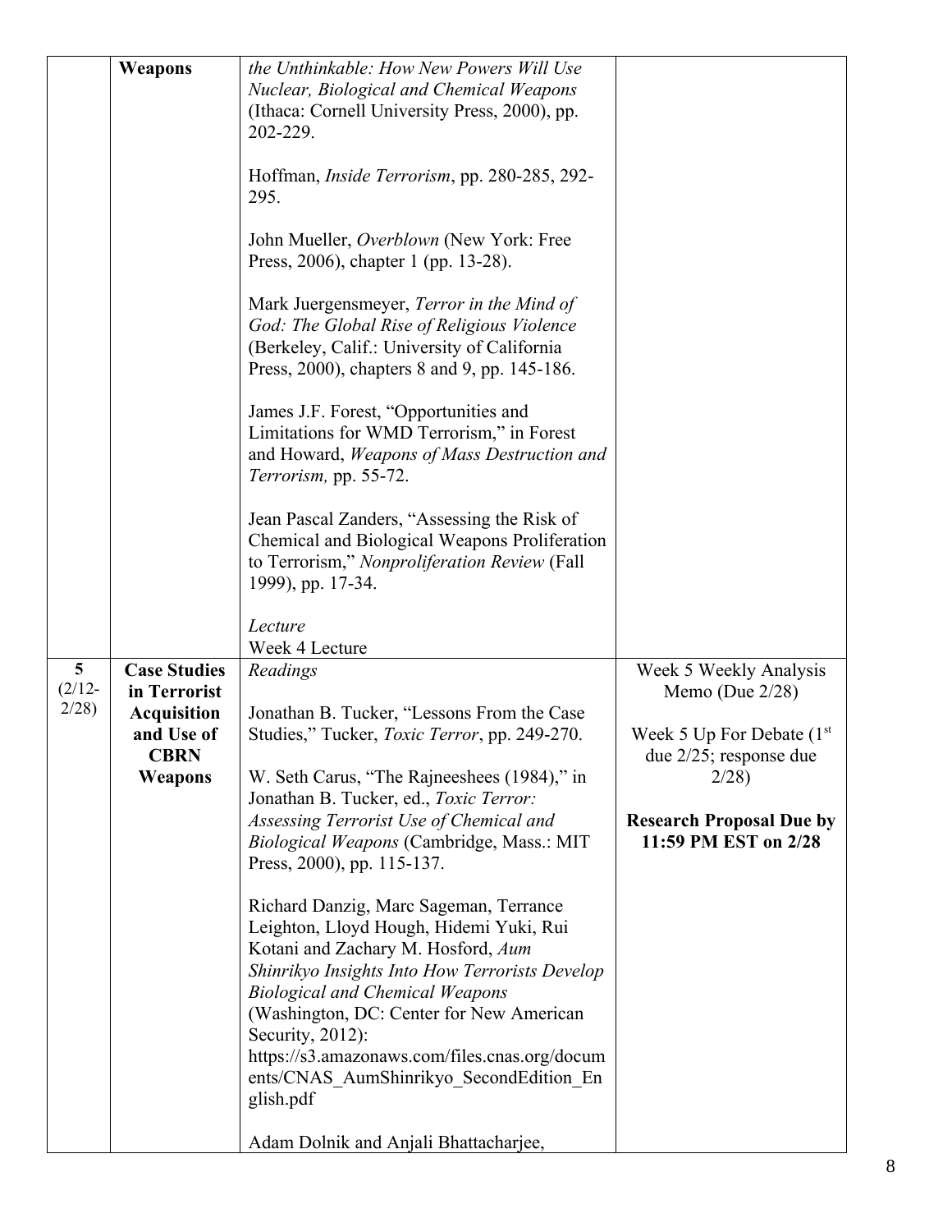| | | | |
|---|---|---|---|
| | **Weapons** | *the Unthinkable: How New Powers Will Use Nuclear, Biological and Chemical Weapons* (Ithaca: Cornell University Press, 2000), pp. 202-229.<br><br>Hoffman, *Inside Terrorism*, pp. 280-285, 292-295.<br><br>John Mueller, *Overblown* (New York: Free Press, 2006), chapter 1 (pp. 13-28).<br><br>Mark Juergensmeyer, *Terror in the Mind of God: The Global Rise of Religious Violence* (Berkeley, Calif.: University of California Press, 2000), chapters 8 and 9, pp. 145-186.<br><br>James J.F. Forest, "Opportunities and Limitations for WMD Terrorism," in Forest and Howard, *Weapons of Mass Destruction and Terrorism,* pp. 55-72.<br><br>Jean Pascal Zanders, "Assessing the Risk of Chemical and Biological Weapons Proliferation to Terrorism," *Nonproliferation Review* (Fall 1999), pp. 17-34.<br><br>*Lecture*<br>Week 4 Lecture | |
| **5** (2/12-2/28) | **Case Studies in Terrorist Acquisition and Use of CBRN Weapons** | *Readings*<br><br>Jonathan B. Tucker, "Lessons From the Case Studies," Tucker, *Toxic Terror*, pp. 249-270.<br><br>W. Seth Carus, "The Rajneeshees (1984)," in Jonathan B. Tucker, ed., *Toxic Terror: Assessing Terrorist Use of Chemical and Biological Weapons* (Cambridge, Mass.: MIT Press, 2000), pp. 115-137.<br><br>Richard Danzig, Marc Sageman, Terrance Leighton, Lloyd Hough, Hidemi Yuki, Rui Kotani and Zachary M. Hosford, *Aum Shinrikyo Insights Into How Terrorists Develop Biological and Chemical Weapons* (Washington, DC: Center for New American Security, 2012): https://s3.amazonaws.com/files.cnas.org/documents/CNAS_AumShinrikyo_SecondEdition_English.pdf<br><br>Adam Dolnik and Anjali Bhattacharjee, | Week 5 Weekly Analysis Memo (Due 2/28)<br><br>Week 5 Up For Debate (1st due 2/25; response due 2/28)<br><br>**Research Proposal Due by 11:59 PM EST on 2/28** |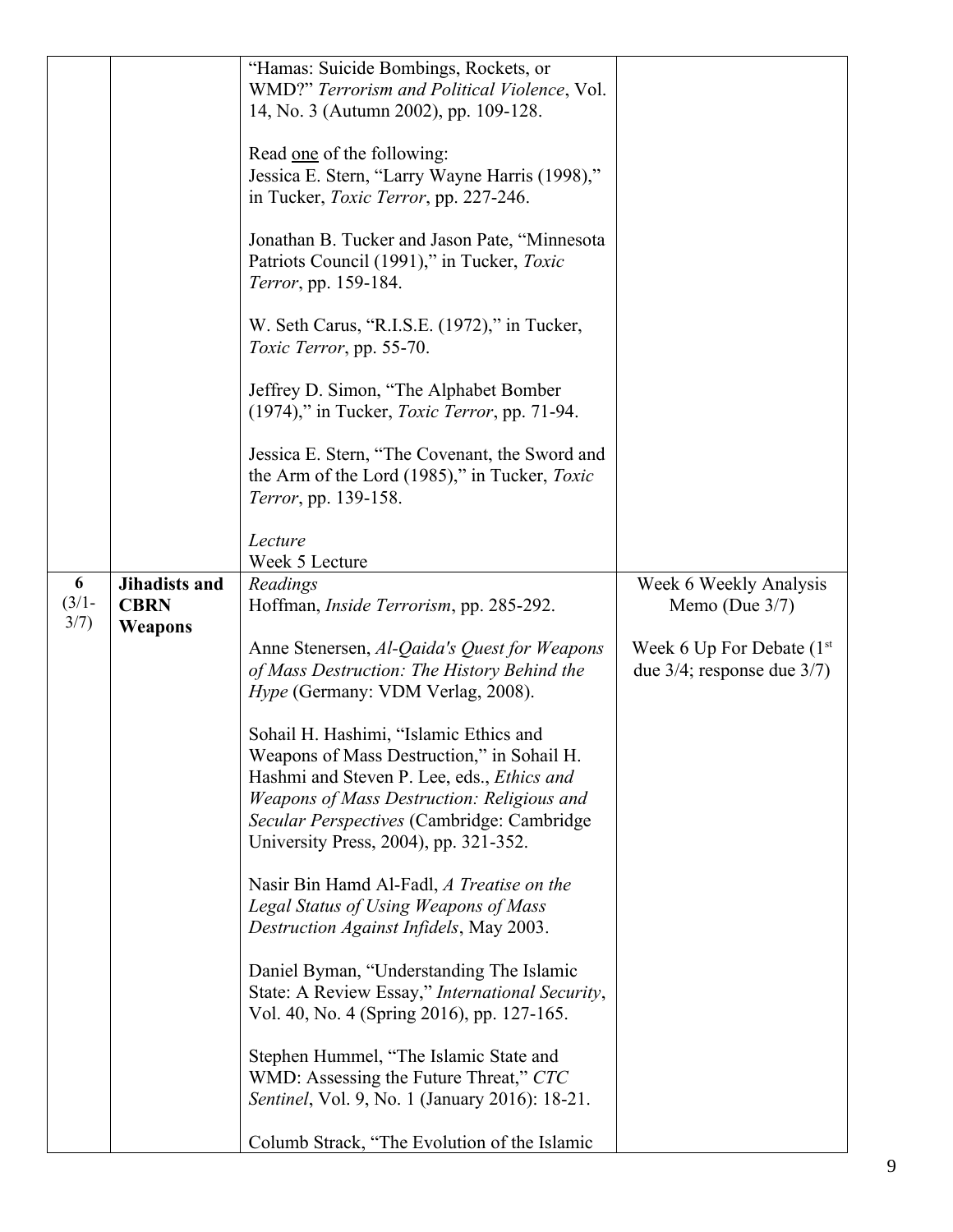| | | | |
|---|---|---|---|
| | | "Hamas: Suicide Bombings, Rockets, or WMD?" *Terrorism and Political Violence*, Vol. 14, No. 3 (Autumn 2002), pp. 109-128.<br><br>Read one of the following:<br>Jessica E. Stern, "Larry Wayne Harris (1998)," in Tucker, *Toxic Terror*, pp. 227-246.<br><br>Jonathan B. Tucker and Jason Pate, "Minnesota Patriots Council (1991)," in Tucker, *Toxic Terror*, pp. 159-184.<br><br>W. Seth Carus, "R.I.S.E. (1972)," in Tucker, *Toxic Terror*, pp. 55-70.<br><br>Jeffrey D. Simon, "The Alphabet Bomber (1974)," in Tucker, *Toxic Terror*, pp. 71-94.<br><br>Jessica E. Stern, "The Covenant, the Sword and the Arm of the Lord (1985)," in Tucker, *Toxic Terror*, pp. 139-158.<br><br>*Lecture*<br>Week 5 Lecture | |
| **6** (3/1-3/7) | **Jihadists and CBRN Weapons** | *Readings*<br>Hoffman, *Inside Terrorism*, pp. 285-292.<br><br>Anne Stenersen, *Al-Qaida's Quest for Weapons of Mass Destruction: The History Behind the Hype* (Germany: VDM Verlag, 2008).<br><br>Sohail H. Hashimi, "Islamic Ethics and Weapons of Mass Destruction," in Sohail H. Hashmi and Steven P. Lee, eds., *Ethics and Weapons of Mass Destruction: Religious and Secular Perspectives* (Cambridge: Cambridge University Press, 2004), pp. 321-352.<br><br>Nasir Bin Hamd Al-Fadl, *A Treatise on the Legal Status of Using Weapons of Mass Destruction Against Infidels*, May 2003.<br><br>Daniel Byman, "Understanding The Islamic State: A Review Essay," *International Security*, Vol. 40, No. 4 (Spring 2016), pp. 127-165.<br><br>Stephen Hummel, "The Islamic State and WMD: Assessing the Future Threat," *CTC Sentinel*, Vol. 9, No. 1 (January 2016): 18-21.<br><br>Columb Strack, "The Evolution of the Islamic | Week 6 Weekly Analysis Memo (Due 3/7)<br><br>Week 6 Up For Debate (1st due 3/4; response due 3/7) |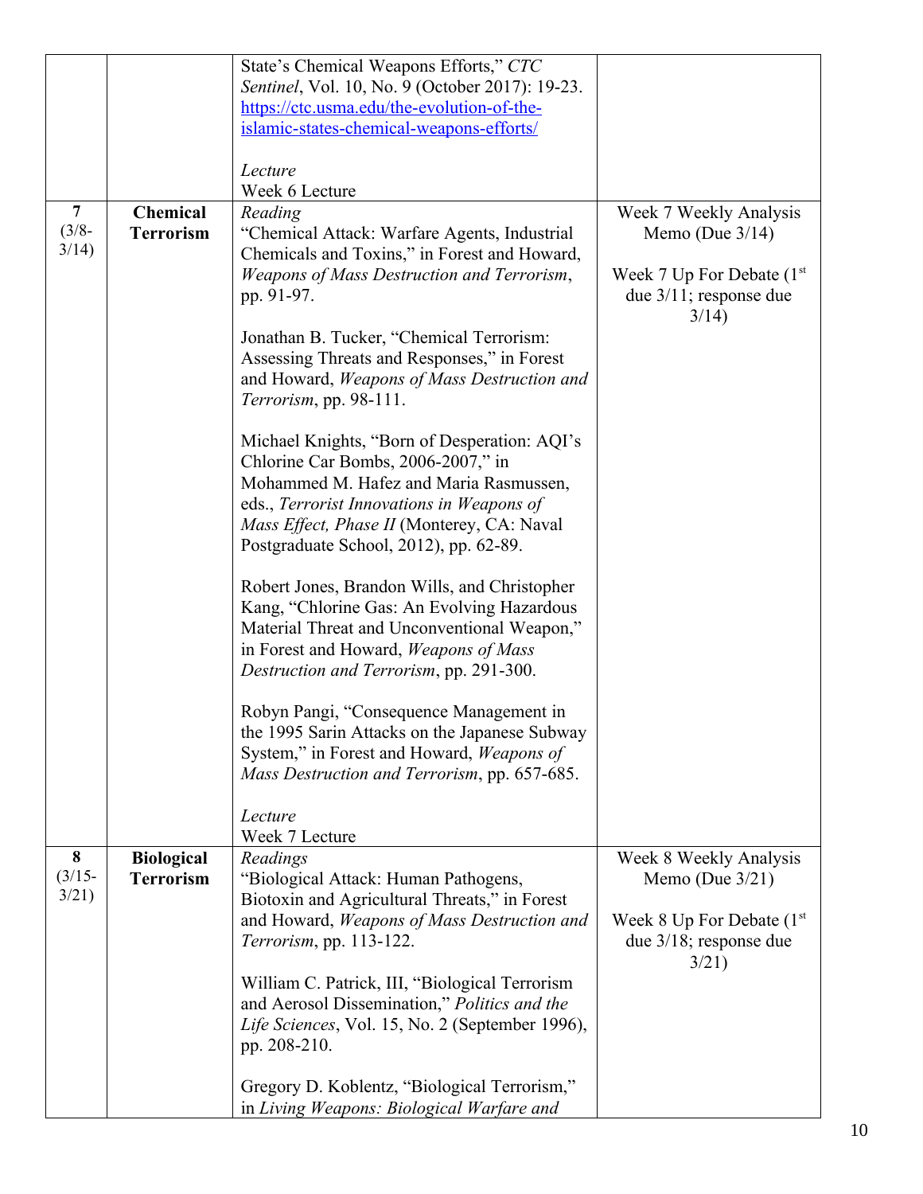|  |  |  |  |
|---|---|---|---|
|  |  | State's Chemical Weapons Efforts," *CTC Sentinel*, Vol. 10, No. 9 (October 2017): 19-23. https://ctc.usma.edu/the-evolution-of-the-islamic-states-chemical-weapons-efforts/<br><br>*Lecture*<br>Week 6 Lecture |  |
| **7** (3/8-3/14) | **Chemical Terrorism** | *Reading*<br>"Chemical Attack: Warfare Agents, Industrial Chemicals and Toxins," in Forest and Howard, *Weapons of Mass Destruction and Terrorism*, pp. 91-97.<br><br>Jonathan B. Tucker, "Chemical Terrorism: Assessing Threats and Responses," in Forest and Howard, *Weapons of Mass Destruction and Terrorism*, pp. 98-111.<br><br>Michael Knights, "Born of Desperation: AQI's Chlorine Car Bombs, 2006-2007," in Mohammed M. Hafez and Maria Rasmussen, eds., *Terrorist Innovations in Weapons of Mass Effect, Phase II* (Monterey, CA: Naval Postgraduate School, 2012), pp. 62-89.<br><br>Robert Jones, Brandon Wills, and Christopher Kang, "Chlorine Gas: An Evolving Hazardous Material Threat and Unconventional Weapon," in Forest and Howard, *Weapons of Mass Destruction and Terrorism*, pp. 291-300.<br><br>Robyn Pangi, "Consequence Management in the 1995 Sarin Attacks on the Japanese Subway System," in Forest and Howard, *Weapons of Mass Destruction and Terrorism*, pp. 657-685.<br><br>*Lecture*<br>Week 7 Lecture | Week 7 Weekly Analysis Memo (Due 3/14)<br><br>Week 7 Up For Debate (1st due 3/11; response due 3/14) |
| **8** (3/15-3/21) | **Biological Terrorism** | *Readings*<br>"Biological Attack: Human Pathogens, Biotoxin and Agricultural Threats," in Forest and Howard, *Weapons of Mass Destruction and Terrorism*, pp. 113-122.<br><br>William C. Patrick, III, "Biological Terrorism and Aerosol Dissemination," *Politics and the Life Sciences*, Vol. 15, No. 2 (September 1996), pp. 208-210.<br><br>Gregory D. Koblentz, "Biological Terrorism," in *Living Weapons: Biological Warfare and* | Week 8 Weekly Analysis Memo (Due 3/21)<br><br>Week 8 Up For Debate (1st due 3/18; response due 3/21) |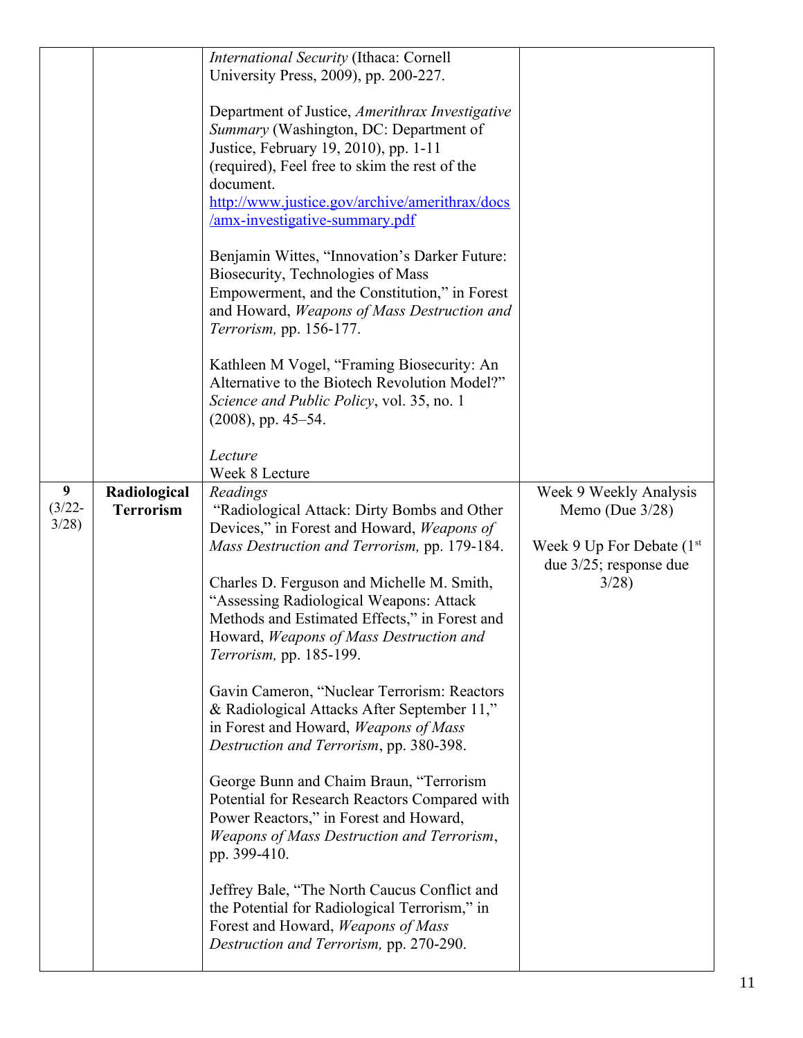| | | | |
|---|---|---|---|
| | | *International Security* (Ithaca: Cornell University Press, 2009), pp. 200-227.<br><br>Department of Justice, *Amerithrax Investigative Summary* (Washington, DC: Department of Justice, February 19, 2010), pp. 1-11 (required), Feel free to skim the rest of the document. http://www.justice.gov/archive/amerithrax/docs/amx-investigative-summary.pdf<br><br>Benjamin Wittes, "Innovation's Darker Future: Biosecurity, Technologies of Mass Empowerment, and the Constitution," in Forest and Howard, *Weapons of Mass Destruction and Terrorism,* pp. 156-177.<br><br>Kathleen M Vogel, "Framing Biosecurity: An Alternative to the Biotech Revolution Model?" *Science and Public Policy*, vol. 35, no. 1 (2008), pp. 45–54.<br><br>*Lecture*<br>Week 8 Lecture | |
| **9** (3/22-3/28) | **Radiological Terrorism** | *Readings*<br>"Radiological Attack: Dirty Bombs and Other Devices," in Forest and Howard, *Weapons of Mass Destruction and Terrorism,* pp. 179-184.<br><br>Charles D. Ferguson and Michelle M. Smith, "Assessing Radiological Weapons: Attack Methods and Estimated Effects," in Forest and Howard, *Weapons of Mass Destruction and Terrorism,* pp. 185-199.<br><br>Gavin Cameron, "Nuclear Terrorism: Reactors & Radiological Attacks After September 11," in Forest and Howard, *Weapons of Mass Destruction and Terrorism*, pp. 380-398.<br><br>George Bunn and Chaim Braun, "Terrorism Potential for Research Reactors Compared with Power Reactors," in Forest and Howard, *Weapons of Mass Destruction and Terrorism*, pp. 399-410.<br><br>Jeffrey Bale, "The North Caucus Conflict and the Potential for Radiological Terrorism," in Forest and Howard, *Weapons of Mass Destruction and Terrorism,* pp. 270-290. | Week 9 Weekly Analysis Memo (Due 3/28)<br><br>Week 9 Up For Debate (1st due 3/25; response due 3/28) |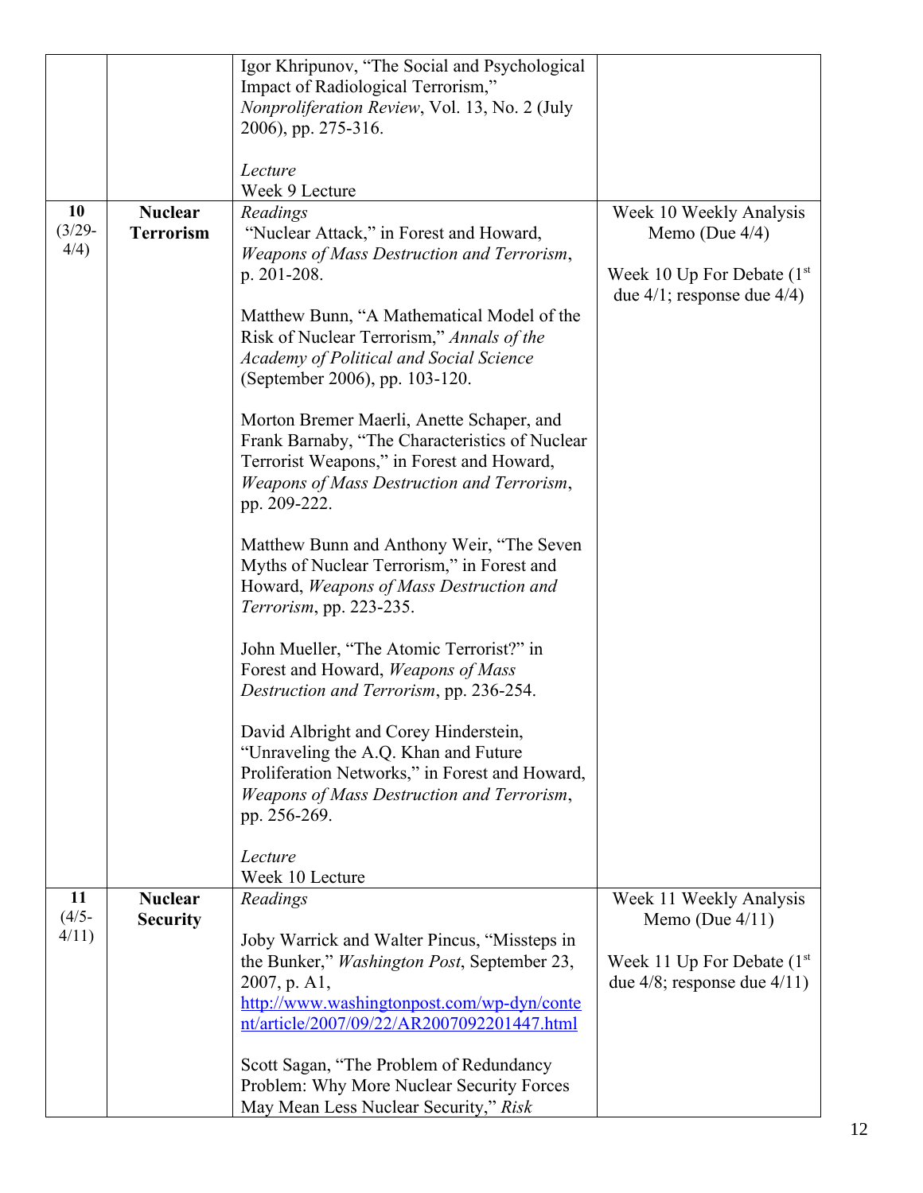| | | | |
|---|---|---|---|
| | | Igor Khripunov, "The Social and Psychological Impact of Radiological Terrorism," *Nonproliferation Review*, Vol. 13, No. 2 (July 2006), pp. 275-316.<br><br>*Lecture*<br>Week 9 Lecture | |
| **10** (3/29-4/4) | **Nuclear Terrorism** | *Readings*<br>"Nuclear Attack," in Forest and Howard, *Weapons of Mass Destruction and Terrorism*, p. 201-208.<br><br>Matthew Bunn, "A Mathematical Model of the Risk of Nuclear Terrorism," *Annals of the Academy of Political and Social Science* (September 2006), pp. 103-120.<br><br>Morton Bremer Maerli, Anette Schaper, and Frank Barnaby, "The Characteristics of Nuclear Terrorist Weapons," in Forest and Howard, *Weapons of Mass Destruction and Terrorism*, pp. 209-222.<br><br>Matthew Bunn and Anthony Weir, "The Seven Myths of Nuclear Terrorism," in Forest and Howard, *Weapons of Mass Destruction and Terrorism*, pp. 223-235.<br><br>John Mueller, "The Atomic Terrorist?" in Forest and Howard, *Weapons of Mass Destruction and Terrorism*, pp. 236-254.<br><br>David Albright and Corey Hinderstein, "Unraveling the A.Q. Khan and Future Proliferation Networks," in Forest and Howard, *Weapons of Mass Destruction and Terrorism*, pp. 256-269.<br><br>*Lecture*<br>Week 10 Lecture | Week 10 Weekly Analysis Memo (Due 4/4)<br><br>Week 10 Up For Debate (1st due 4/1; response due 4/4) |
| **11** (4/5-4/11) | **Nuclear Security** | *Readings*<br><br>Joby Warrick and Walter Pincus, "Missteps in the Bunker," *Washington Post*, September 23, 2007, p. A1, [http://www.washingtonpost.com/wp-dyn/content/article/2007/09/22/AR2007092201447.html](http://www.washingtonpost.com/wp-dyn/content/article/2007/09/22/AR2007092201447.html)<br><br>Scott Sagan, "The Problem of Redundancy Problem: Why More Nuclear Security Forces May Mean Less Nuclear Security," *Risk* | Week 11 Weekly Analysis Memo (Due 4/11)<br><br>Week 11 Up For Debate (1st due 4/8; response due 4/11) |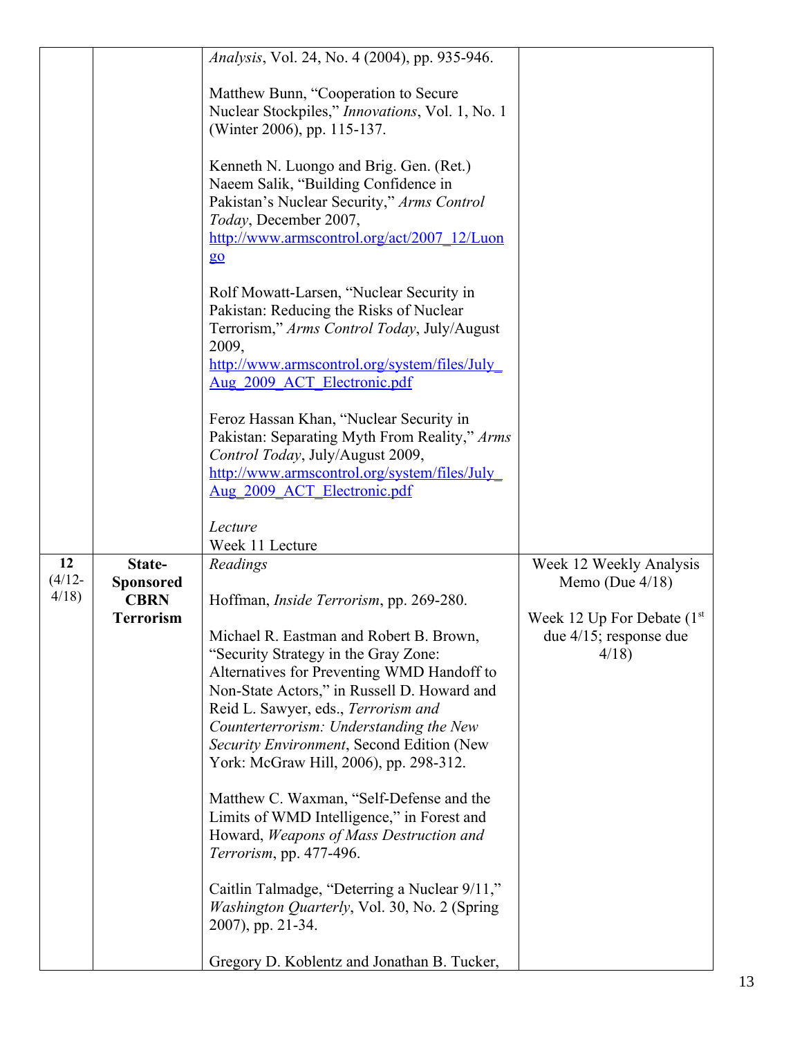| | | | |
|---|---|---|---|
| | | *Analysis*, Vol. 24, No. 4 (2004), pp. 935-946.<br><br>Matthew Bunn, "Cooperation to Secure Nuclear Stockpiles," *Innovations*, Vol. 1, No. 1 (Winter 2006), pp. 115-137.<br><br>Kenneth N. Luongo and Brig. Gen. (Ret.) Naeem Salik, "Building Confidence in Pakistan's Nuclear Security," *Arms Control Today*, December 2007, http://www.armscontrol.org/act/2007_12/Luongo<br><br>Rolf Mowatt-Larsen, "Nuclear Security in Pakistan: Reducing the Risks of Nuclear Terrorism," *Arms Control Today*, July/August 2009, http://www.armscontrol.org/system/files/July_Aug_2009_ACT_Electronic.pdf<br><br>Feroz Hassan Khan, "Nuclear Security in Pakistan: Separating Myth From Reality," *Arms Control Today*, July/August 2009, http://www.armscontrol.org/system/files/July_Aug_2009_ACT_Electronic.pdf<br><br>*Lecture*<br>Week 11 Lecture | |
| **12** (4/12-4/18) | **State-Sponsored CBRN Terrorism** | *Readings*<br><br>Hoffman, *Inside Terrorism*, pp. 269-280.<br><br>Michael R. Eastman and Robert B. Brown, "Security Strategy in the Gray Zone: Alternatives for Preventing WMD Handoff to Non-State Actors," in Russell D. Howard and Reid L. Sawyer, eds., *Terrorism and Counterterrorism: Understanding the New Security Environment*, Second Edition (New York: McGraw Hill, 2006), pp. 298-312.<br><br>Matthew C. Waxman, "Self-Defense and the Limits of WMD Intelligence," in Forest and Howard, *Weapons of Mass Destruction and Terrorism*, pp. 477-496.<br><br>Caitlin Talmadge, "Deterring a Nuclear 9/11," *Washington Quarterly*, Vol. 30, No. 2 (Spring 2007), pp. 21-34.<br><br>Gregory D. Koblentz and Jonathan B. Tucker, | Week 12 Weekly Analysis Memo (Due 4/18)<br><br>Week 12 Up For Debate (1st due 4/15; response due 4/18) |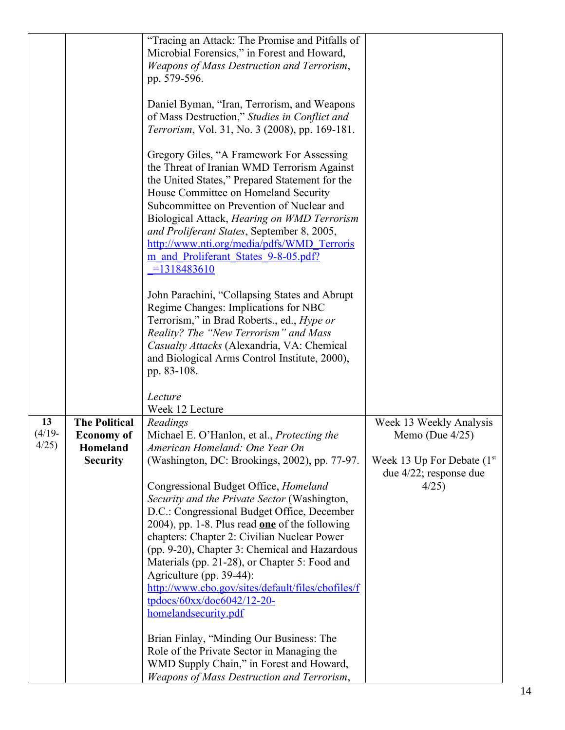| | | | |
|---|---|---|---|
| | | "Tracing an Attack: The Promise and Pitfalls of Microbial Forensics," in Forest and Howard, *Weapons of Mass Destruction and Terrorism*, pp. 579-596.<br><br>Daniel Byman, "Iran, Terrorism, and Weapons of Mass Destruction," *Studies in Conflict and Terrorism*, Vol. 31, No. 3 (2008), pp. 169-181.<br><br>Gregory Giles, "A Framework For Assessing the Threat of Iranian WMD Terrorism Against the United States," Prepared Statement for the House Committee on Homeland Security Subcommittee on Prevention of Nuclear and Biological Attack, *Hearing on WMD Terrorism and Proliferant States*, September 8, 2005, http://www.nti.org/media/pdfs/WMD_Terrorism_and_Proliferant_States_9-8-05.pdf?_=1318483610<br><br>John Parachini, "Collapsing States and Abrupt Regime Changes: Implications for NBC Terrorism," in Brad Roberts., ed., *Hype or Reality? The "New Terrorism" and Mass Casualty Attacks* (Alexandria, VA: Chemical and Biological Arms Control Institute, 2000), pp. 83-108.<br><br>*Lecture*<br>Week 12 Lecture | |
| **13** (4/19-4/25) | **The Political Economy of Homeland Security** | *Readings*<br>Michael E. O'Hanlon, et al., *Protecting the American Homeland: One Year On* (Washington, DC: Brookings, 2002), pp. 77-97.<br><br>Congressional Budget Office, *Homeland Security and the Private Sector* (Washington, D.C.: Congressional Budget Office, December 2004), pp. 1-8. Plus read **one** of the following chapters: Chapter 2: Civilian Nuclear Power (pp. 9-20), Chapter 3: Chemical and Hazardous Materials (pp. 21-28), or Chapter 5: Food and Agriculture (pp. 39-44): http://www.cbo.gov/sites/default/files/cbofiles/ftpdocs/60xx/doc6042/12-20-homelandsecurity.pdf<br><br>Brian Finlay, "Minding Our Business: The Role of the Private Sector in Managing the WMD Supply Chain," in Forest and Howard, *Weapons of Mass Destruction and Terrorism*, | Week 13 Weekly Analysis Memo (Due 4/25)<br><br>Week 13 Up For Debate (1st due 4/22; response due 4/25) |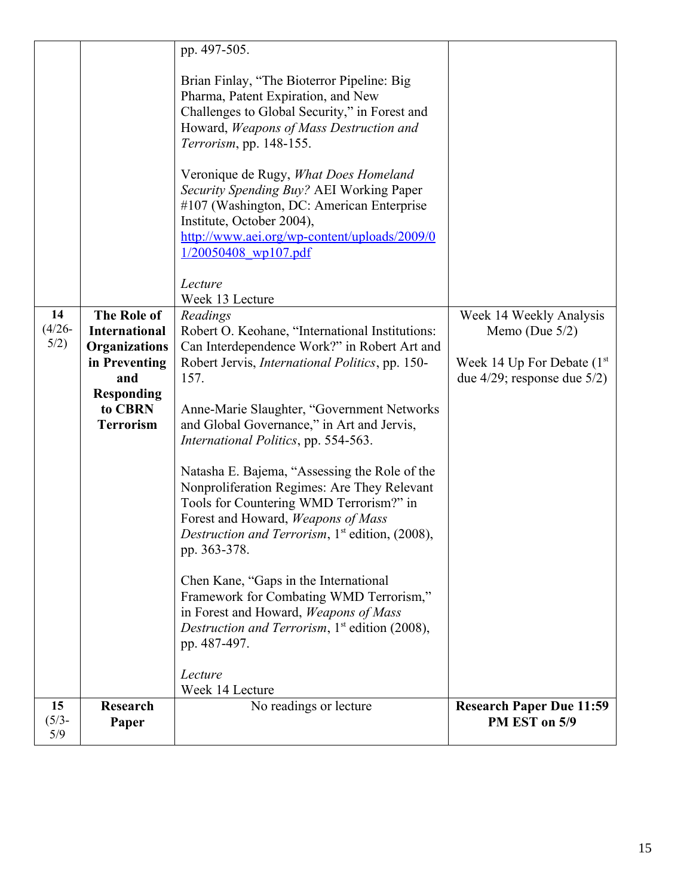| | | | |
|---|---|---|---|
| | | pp. 497-505.<br><br>Brian Finlay, "The Bioterror Pipeline: Big Pharma, Patent Expiration, and New Challenges to Global Security," in Forest and Howard, *Weapons of Mass Destruction and Terrorism*, pp. 148-155.<br><br>Veronique de Rugy, *What Does Homeland Security Spending Buy?* AEI Working Paper #107 (Washington, DC: American Enterprise Institute, October 2004), [http://www.aei.org/wp-content/uploads/2009/01/20050408_wp107.pdf](http://www.aei.org/wp-content/uploads/2009/01/20050408_wp107.pdf)<br><br>*Lecture*<br>Week 13 Lecture | |
| **14** (4/26-5/2) | **The Role of International Organizations in Preventing and Responding to CBRN Terrorism** | *Readings*<br>Robert O. Keohane, "International Institutions: Can Interdependence Work?" in Robert Art and Robert Jervis, *International Politics*, pp. 150-157.<br><br>Anne-Marie Slaughter, "Government Networks and Global Governance," in Art and Jervis, *International Politics*, pp. 554-563.<br><br>Natasha E. Bajema, "Assessing the Role of the Nonproliferation Regimes: Are They Relevant Tools for Countering WMD Terrorism?" in Forest and Howard, *Weapons of Mass Destruction and Terrorism*, 1st edition, (2008), pp. 363-378.<br><br>Chen Kane, "Gaps in the International Framework for Combating WMD Terrorism," in Forest and Howard, *Weapons of Mass Destruction and Terrorism*, 1st edition (2008), pp. 487-497.<br><br>*Lecture*<br>Week 14 Lecture | Week 14 Weekly Analysis Memo (Due 5/2)<br><br>Week 14 Up For Debate (1st due 4/29; response due 5/2) |
| **15** (5/3-5/9 | **Research Paper** | No readings or lecture | **Research Paper Due 11:59 PM EST on 5/9** |